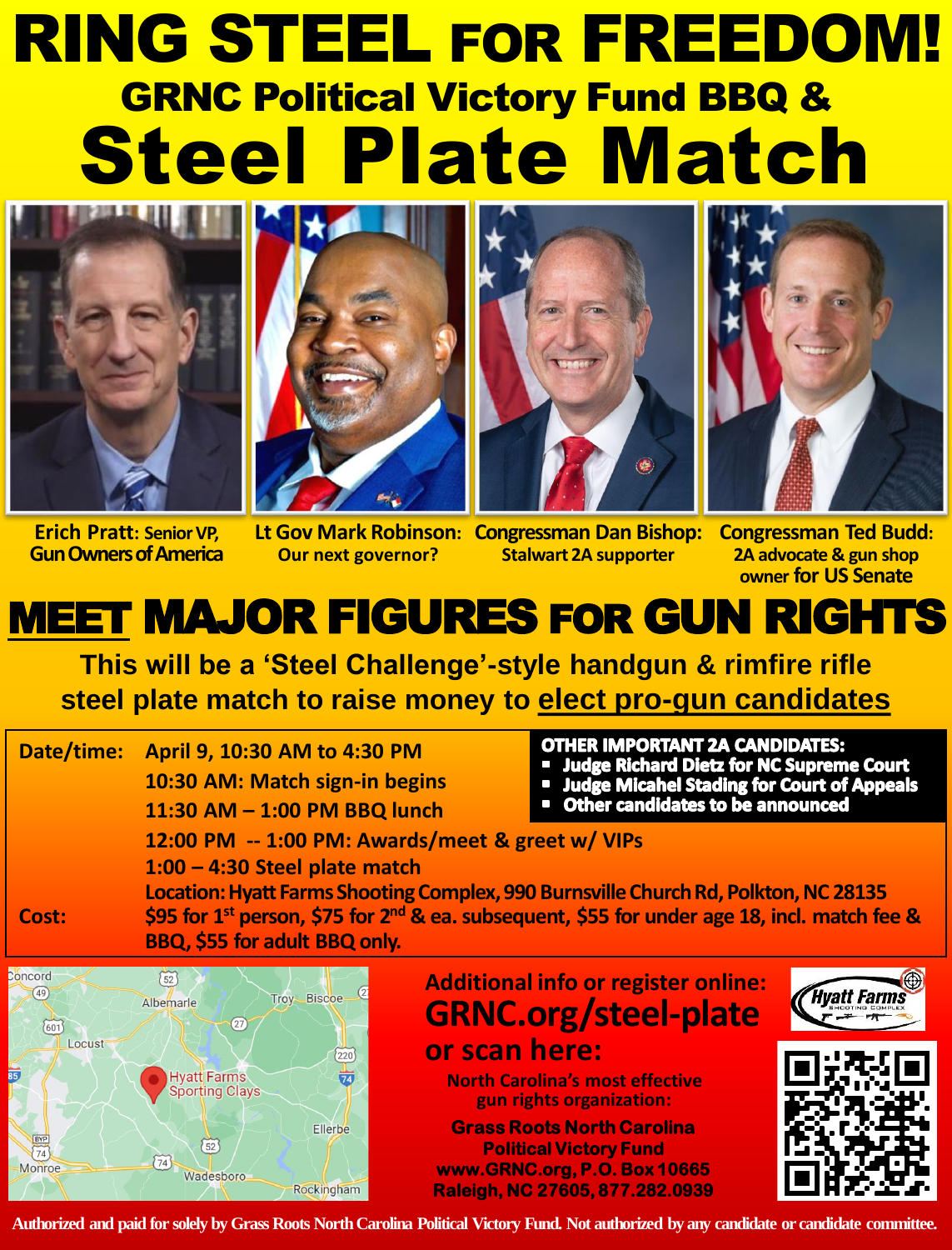# RING STEEL FOR FREEDOM!

## GRNC Political Victory Fund BBQ &

# Steel Plate Match

**Erich Pratt**: Senior VP, Gun Owners of America

**Lt Gov Mark Robinson**: Our next governor?

**Congressman Dan Bishop**: Stalwart 2A supporter

**Congressman Ted Budd**: 2A advocate & gun shop owner for US Senate

## MEET MAJOR FIGURES FOR GUN RIGHTS

**This will be a 'Steel Challenge'-style handgun & rimfire rifle steel plate match to raise money to elect pro-gun candidates**

**Date/time:** April 9, 10:30 AM to 4:30 PM
10:30 AM: Match sign-in begins
11:30 AM – 1:00 PM BBQ lunch
12:00 PM -- 1:00 PM: Awards/meet & greet w/ VIPs
1:00 – 4:30 Steel plate match
Location: Hyatt Farms Shooting Complex, 990 Burnsville Church Rd, Polkton, NC 28135

**Cost:** $95 for 1st person, $75 for 2nd & ea. subsequent, $55 for under age 18, incl. match fee & BBQ, $55 for adult BBQ only.

**OTHER IMPORTANT 2A CANDIDATES:**

- Judge Richard Dietz for NC Supreme Court
- Judge Micahel Stading for Court of Appeals
- Other candidates to be announced

**Additional info or register online:**
**GRNC.org/steel-plate**
**or scan here:**

North Carolina's most effective gun rights organization:

**Grass Roots North Carolina Political Victory Fund**
www.GRNC.org, P.O. Box 10665
Raleigh, NC 27605, 877.282.0939

Authorized and paid for solely by Grass Roots North Carolina Political Victory Fund. Not authorized by any candidate or candidate committee.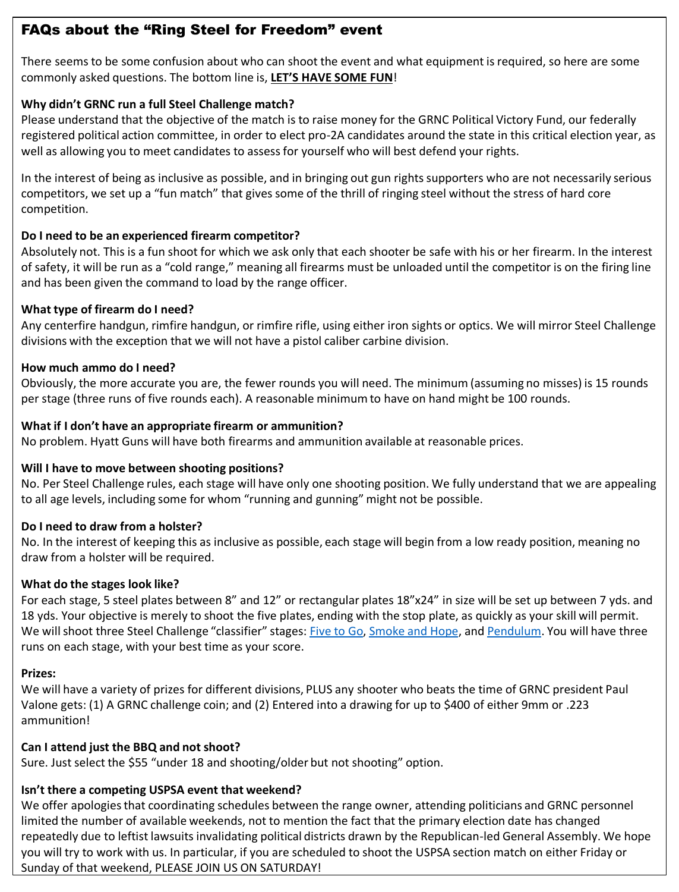## FAQs about the "Ring Steel for Freedom" event

There seems to be some confusion about who can shoot the event and what equipment is required, so here are some commonly asked questions. The bottom line is, **LET'S HAVE SOME FUN**!

**Why didn't GRNC run a full Steel Challenge match?**
Please understand that the objective of the match is to raise money for the GRNC Political Victory Fund, our federally registered political action committee, in order to elect pro-2A candidates around the state in this critical election year, as well as allowing you to meet candidates to assess for yourself who will best defend your rights.

In the interest of being as inclusive as possible, and in bringing out gun rights supporters who are not necessarily serious competitors, we set up a "fun match" that gives some of the thrill of ringing steel without the stress of hard core competition.

**Do I need to be an experienced firearm competitor?**
Absolutely not. This is a fun shoot for which we ask only that each shooter be safe with his or her firearm. In the interest of safety, it will be run as a "cold range," meaning all firearms must be unloaded until the competitor is on the firing line and has been given the command to load by the range officer.

**What type of firearm do I need?**
Any centerfire handgun, rimfire handgun, or rimfire rifle, using either iron sights or optics. We will mirror Steel Challenge divisions with the exception that we will not have a pistol caliber carbine division.

**How much ammo do I need?**
Obviously, the more accurate you are, the fewer rounds you will need. The minimum (assuming no misses) is 15 rounds per stage (three runs of five rounds each). A reasonable minimum to have on hand might be 100 rounds.

**What if I don't have an appropriate firearm or ammunition?**
No problem. Hyatt Guns will have both firearms and ammunition available at reasonable prices.

**Will I have to move between shooting positions?**
No. Per Steel Challenge rules, each stage will have only one shooting position. We fully understand that we are appealing to all age levels, including some for whom "running and gunning" might not be possible.

**Do I need to draw from a holster?**
No. In the interest of keeping this as inclusive as possible, each stage will begin from a low ready position, meaning no draw from a holster will be required.

**What do the stages look like?**
For each stage, 5 steel plates between 8" and 12" or rectangular plates 18"x24" in size will be set up between 7 yds. and 18 yds. Your objective is merely to shoot the five plates, ending with the stop plate, as quickly as your skill will permit. We will shoot three Steel Challenge "classifier" stages: Five to Go, Smoke and Hope, and Pendulum. You will have three runs on each stage, with your best time as your score.

**Prizes:**
We will have a variety of prizes for different divisions, PLUS any shooter who beats the time of GRNC president Paul Valone gets: (1) A GRNC challenge coin; and (2) Entered into a drawing for up to $400 of either 9mm or .223 ammunition!

**Can I attend just the BBQ and not shoot?**
Sure. Just select the $55 "under 18 and shooting/older but not shooting" option.

**Isn't there a competing USPSA event that weekend?**
We offer apologies that coordinating schedules between the range owner, attending politicians and GRNC personnel limited the number of available weekends, not to mention the fact that the primary election date has changed repeatedly due to leftist lawsuits invalidating political districts drawn by the Republican-led General Assembly. We hope you will try to work with us. In particular, if you are scheduled to shoot the USPSA section match on either Friday or Sunday of that weekend, PLEASE JOIN US ON SATURDAY!